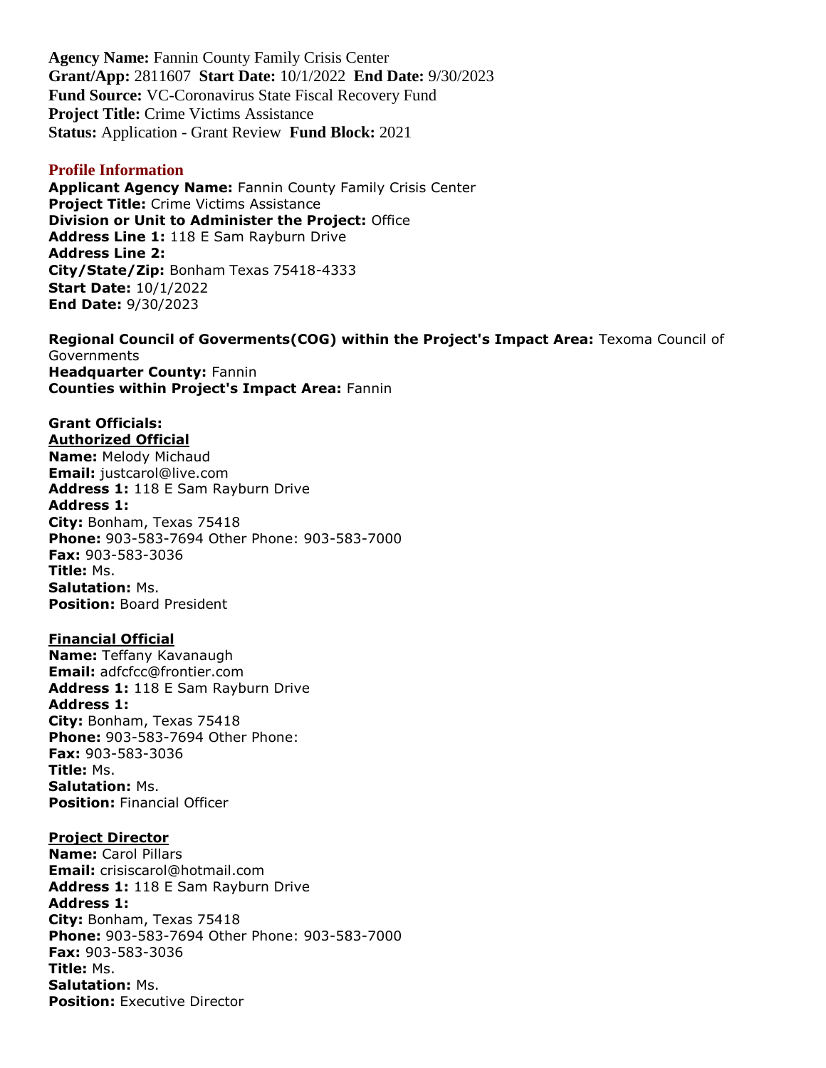**Agency Name:** Fannin County Family Crisis Center
**Grant/App:** 2811607 **Start Date:** 10/1/2022 **End Date:** 9/30/2023
**Fund Source:** VC-Coronavirus State Fiscal Recovery Fund
**Project Title:** Crime Victims Assistance
**Status:** Application - Grant Review **Fund Block:** 2021

## Profile Information

**Applicant Agency Name:** Fannin County Family Crisis Center
**Project Title:** Crime Victims Assistance
**Division or Unit to Administer the Project:** Office
**Address Line 1:** 118 E Sam Rayburn Drive
**Address Line 2:**
**City/State/Zip:** Bonham Texas 75418-4333
**Start Date:** 10/1/2022
**End Date:** 9/30/2023

**Regional Council of Goverments(COG) within the Project's Impact Area:** Texoma Council of Governments
**Headquarter County:** Fannin
**Counties within Project's Impact Area:** Fannin

**Grant Officials:**

**Authorized Official**
**Name:** Melody Michaud
**Email:** justcarol@live.com
**Address 1:** 118 E Sam Rayburn Drive
**Address 1:**
**City:** Bonham, Texas 75418
**Phone:** 903-583-7694 Other Phone: 903-583-7000
**Fax:** 903-583-3036
**Title:** Ms.
**Salutation:** Ms.
**Position:** Board President

**Financial Official**
**Name:** Teffany Kavanaugh
**Email:** adfcfcc@frontier.com
**Address 1:** 118 E Sam Rayburn Drive
**Address 1:**
**City:** Bonham, Texas 75418
**Phone:** 903-583-7694 Other Phone:
**Fax:** 903-583-3036
**Title:** Ms.
**Salutation:** Ms.
**Position:** Financial Officer

**Project Director**
**Name:** Carol Pillars
**Email:** crisiscarol@hotmail.com
**Address 1:** 118 E Sam Rayburn Drive
**Address 1:**
**City:** Bonham, Texas 75418
**Phone:** 903-583-7694 Other Phone: 903-583-7000
**Fax:** 903-583-3036
**Title:** Ms.
**Salutation:** Ms.
**Position:** Executive Director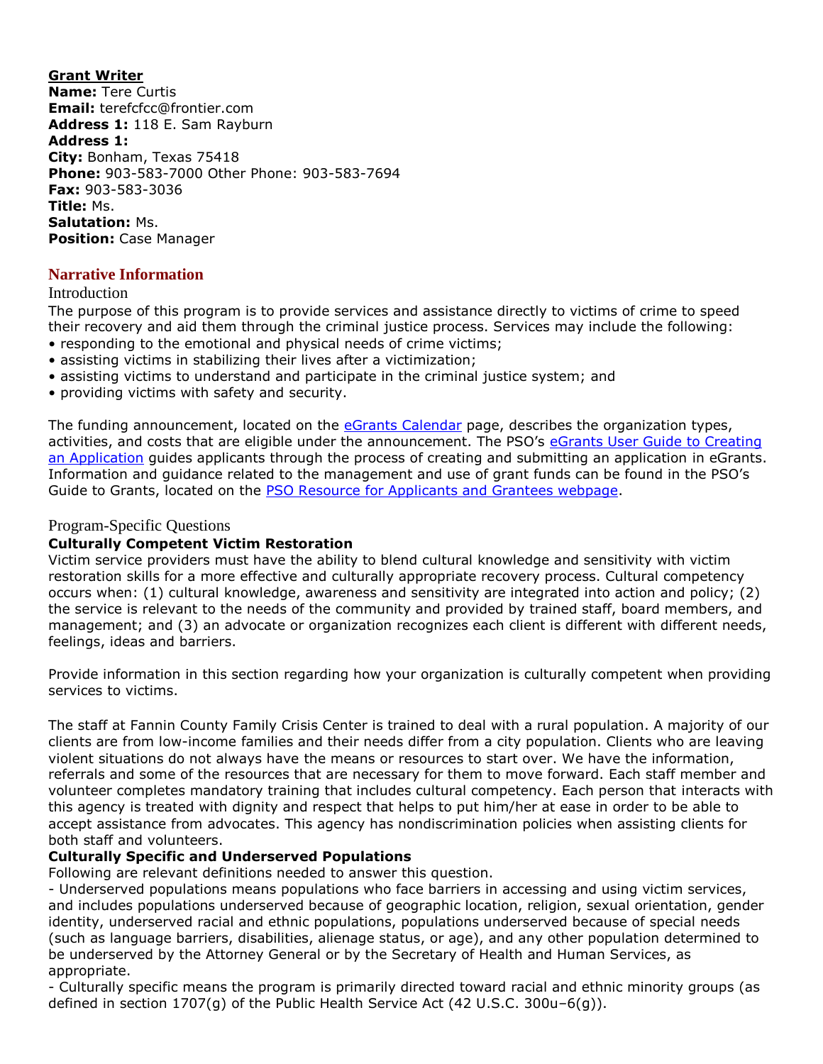**Grant Writer**
**Name:** Tere Curtis
**Email:** terefcfcc@frontier.com
**Address 1:** 118 E. Sam Rayburn
**Address 1:**
**City:** Bonham, Texas 75418
**Phone:** 903-583-7000 Other Phone: 903-583-7694
**Fax:** 903-583-3036
**Title:** Ms.
**Salutation:** Ms.
**Position:** Case Manager

## Narrative Information

### Introduction

The purpose of this program is to provide services and assistance directly to victims of crime to speed their recovery and aid them through the criminal justice process. Services may include the following:

- responding to the emotional and physical needs of crime victims;
- assisting victims in stabilizing their lives after a victimization;
- assisting victims to understand and participate in the criminal justice system; and
- providing victims with safety and security.

The funding announcement, located on the eGrants Calendar page, describes the organization types, activities, and costs that are eligible under the announcement. The PSO's eGrants User Guide to Creating an Application guides applicants through the process of creating and submitting an application in eGrants. Information and guidance related to the management and use of grant funds can be found in the PSO's Guide to Grants, located on the PSO Resource for Applicants and Grantees webpage.

### Program-Specific Questions

**Culturally Competent Victim Restoration**

Victim service providers must have the ability to blend cultural knowledge and sensitivity with victim restoration skills for a more effective and culturally appropriate recovery process. Cultural competency occurs when: (1) cultural knowledge, awareness and sensitivity are integrated into action and policy; (2) the service is relevant to the needs of the community and provided by trained staff, board members, and management; and (3) an advocate or organization recognizes each client is different with different needs, feelings, ideas and barriers.

Provide information in this section regarding how your organization is culturally competent when providing services to victims.

The staff at Fannin County Family Crisis Center is trained to deal with a rural population. A majority of our clients are from low-income families and their needs differ from a city population. Clients who are leaving violent situations do not always have the means or resources to start over. We have the information, referrals and some of the resources that are necessary for them to move forward. Each staff member and volunteer completes mandatory training that includes cultural competency. Each person that interacts with this agency is treated with dignity and respect that helps to put him/her at ease in order to be able to accept assistance from advocates. This agency has nondiscrimination policies when assisting clients for both staff and volunteers.

**Culturally Specific and Underserved Populations**

Following are relevant definitions needed to answer this question.

- Underserved populations means populations who face barriers in accessing and using victim services, and includes populations underserved because of geographic location, religion, sexual orientation, gender identity, underserved racial and ethnic populations, populations underserved because of special needs (such as language barriers, disabilities, alienage status, or age), and any other population determined to be underserved by the Attorney General or by the Secretary of Health and Human Services, as appropriate.
- Culturally specific means the program is primarily directed toward racial and ethnic minority groups (as defined in section 1707(g) of the Public Health Service Act (42 U.S.C. 300u–6(g)).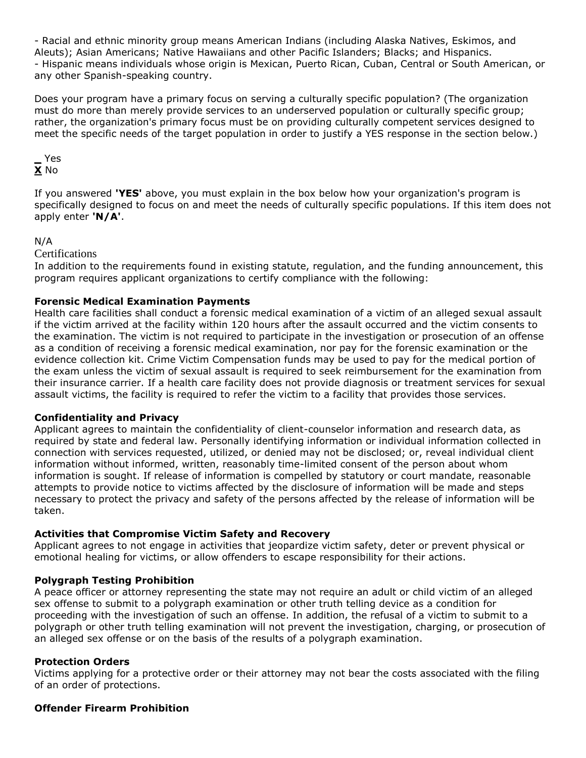- Racial and ethnic minority group means American Indians (including Alaska Natives, Eskimos, and Aleuts); Asian Americans; Native Hawaiians and other Pacific Islanders; Blacks; and Hispanics.
- Hispanic means individuals whose origin is Mexican, Puerto Rican, Cuban, Central or South American, or any other Spanish-speaking country.

Does your program have a primary focus on serving a culturally specific population? (The organization must do more than merely provide services to an underserved population or culturally specific group; rather, the organization's primary focus must be on providing culturally competent services designed to meet the specific needs of the target population in order to justify a YES response in the section below.)

_ Yes
**X** No

If you answered **'YES'** above, you must explain in the box below how your organization's program is specifically designed to focus on and meet the needs of culturally specific populations. If this item does not apply enter **'N/A'**.

N/A

## Certifications

In addition to the requirements found in existing statute, regulation, and the funding announcement, this program requires applicant organizations to certify compliance with the following:

**Forensic Medical Examination Payments**
Health care facilities shall conduct a forensic medical examination of a victim of an alleged sexual assault if the victim arrived at the facility within 120 hours after the assault occurred and the victim consents to the examination. The victim is not required to participate in the investigation or prosecution of an offense as a condition of receiving a forensic medical examination, nor pay for the forensic examination or the evidence collection kit. Crime Victim Compensation funds may be used to pay for the medical portion of the exam unless the victim of sexual assault is required to seek reimbursement for the examination from their insurance carrier. If a health care facility does not provide diagnosis or treatment services for sexual assault victims, the facility is required to refer the victim to a facility that provides those services.

**Confidentiality and Privacy**
Applicant agrees to maintain the confidentiality of client-counselor information and research data, as required by state and federal law. Personally identifying information or individual information collected in connection with services requested, utilized, or denied may not be disclosed; or, reveal individual client information without informed, written, reasonably time-limited consent of the person about whom information is sought. If release of information is compelled by statutory or court mandate, reasonable attempts to provide notice to victims affected by the disclosure of information will be made and steps necessary to protect the privacy and safety of the persons affected by the release of information will be taken.

**Activities that Compromise Victim Safety and Recovery**
Applicant agrees to not engage in activities that jeopardize victim safety, deter or prevent physical or emotional healing for victims, or allow offenders to escape responsibility for their actions.

**Polygraph Testing Prohibition**
A peace officer or attorney representing the state may not require an adult or child victim of an alleged sex offense to submit to a polygraph examination or other truth telling device as a condition for proceeding with the investigation of such an offense. In addition, the refusal of a victim to submit to a polygraph or other truth telling examination will not prevent the investigation, charging, or prosecution of an alleged sex offense or on the basis of the results of a polygraph examination.

**Protection Orders**
Victims applying for a protective order or their attorney may not bear the costs associated with the filing of an order of protections.

**Offender Firearm Prohibition**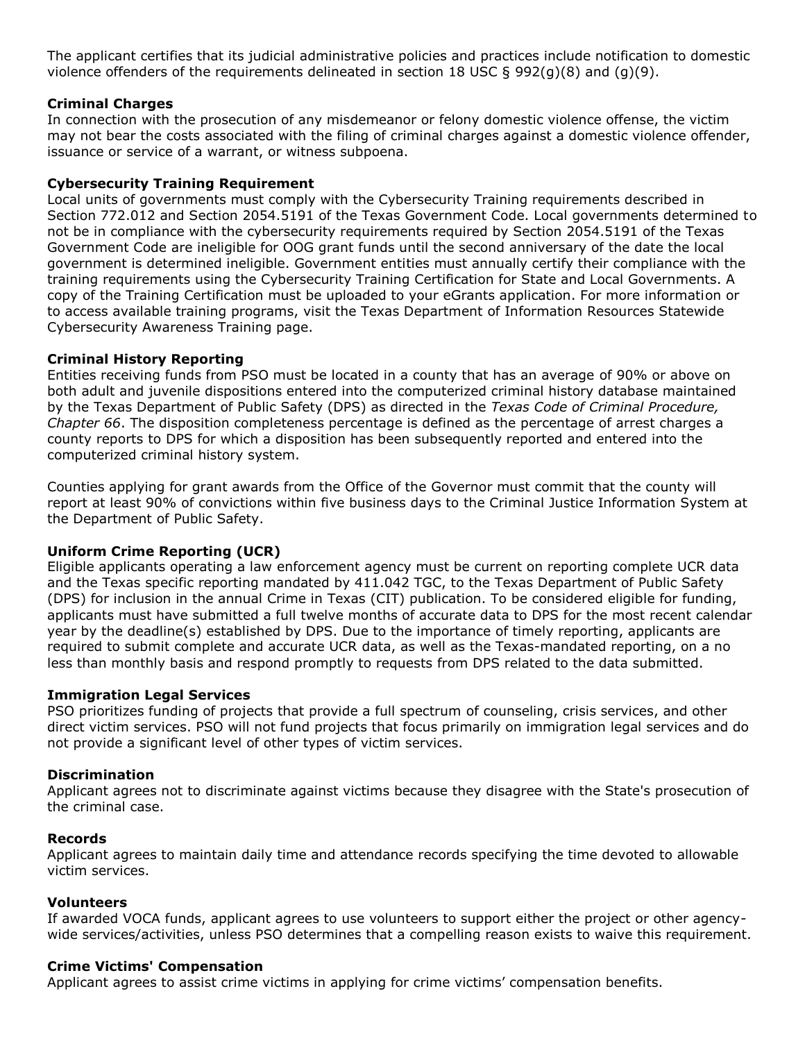The applicant certifies that its judicial administrative policies and practices include notification to domestic violence offenders of the requirements delineated in section 18 USC § 992(g)(8) and (g)(9).

**Criminal Charges**
In connection with the prosecution of any misdemeanor or felony domestic violence offense, the victim may not bear the costs associated with the filing of criminal charges against a domestic violence offender, issuance or service of a warrant, or witness subpoena.

**Cybersecurity Training Requirement**
Local units of governments must comply with the Cybersecurity Training requirements described in Section 772.012 and Section 2054.5191 of the Texas Government Code. Local governments determined to not be in compliance with the cybersecurity requirements required by Section 2054.5191 of the Texas Government Code are ineligible for OOG grant funds until the second anniversary of the date the local government is determined ineligible. Government entities must annually certify their compliance with the training requirements using the Cybersecurity Training Certification for State and Local Governments. A copy of the Training Certification must be uploaded to your eGrants application. For more information or to access available training programs, visit the Texas Department of Information Resources Statewide Cybersecurity Awareness Training page.

**Criminal History Reporting**
Entities receiving funds from PSO must be located in a county that has an average of 90% or above on both adult and juvenile dispositions entered into the computerized criminal history database maintained by the Texas Department of Public Safety (DPS) as directed in the *Texas Code of Criminal Procedure, Chapter 66*. The disposition completeness percentage is defined as the percentage of arrest charges a county reports to DPS for which a disposition has been subsequently reported and entered into the computerized criminal history system.

Counties applying for grant awards from the Office of the Governor must commit that the county will report at least 90% of convictions within five business days to the Criminal Justice Information System at the Department of Public Safety.

**Uniform Crime Reporting (UCR)**
Eligible applicants operating a law enforcement agency must be current on reporting complete UCR data and the Texas specific reporting mandated by 411.042 TGC, to the Texas Department of Public Safety (DPS) for inclusion in the annual Crime in Texas (CIT) publication. To be considered eligible for funding, applicants must have submitted a full twelve months of accurate data to DPS for the most recent calendar year by the deadline(s) established by DPS. Due to the importance of timely reporting, applicants are required to submit complete and accurate UCR data, as well as the Texas-mandated reporting, on a no less than monthly basis and respond promptly to requests from DPS related to the data submitted.

**Immigration Legal Services**
PSO prioritizes funding of projects that provide a full spectrum of counseling, crisis services, and other direct victim services. PSO will not fund projects that focus primarily on immigration legal services and do not provide a significant level of other types of victim services.

**Discrimination**
Applicant agrees not to discriminate against victims because they disagree with the State's prosecution of the criminal case.

**Records**
Applicant agrees to maintain daily time and attendance records specifying the time devoted to allowable victim services.

**Volunteers**
If awarded VOCA funds, applicant agrees to use volunteers to support either the project or other agency-wide services/activities, unless PSO determines that a compelling reason exists to waive this requirement.

**Crime Victims' Compensation**
Applicant agrees to assist crime victims in applying for crime victims' compensation benefits.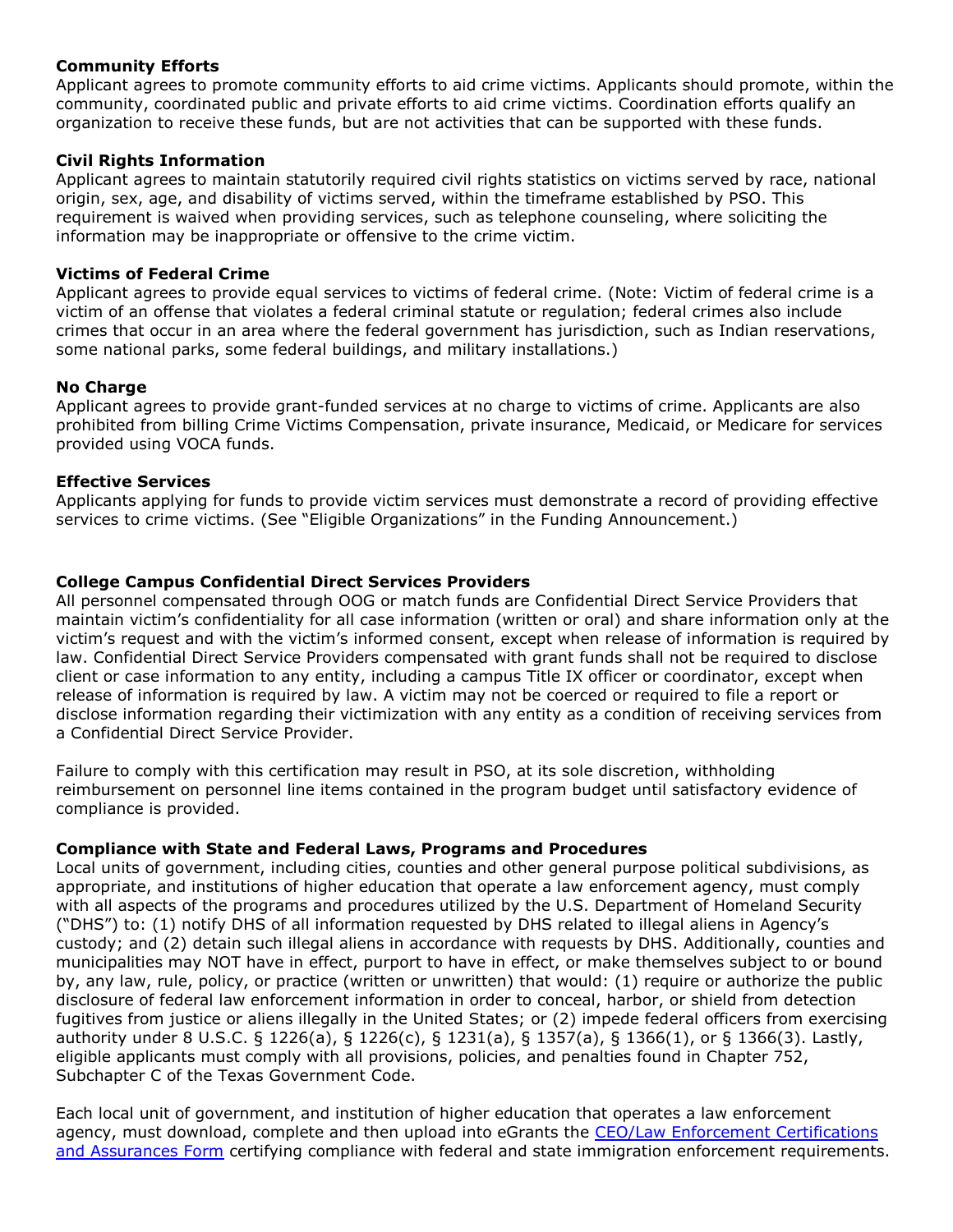**Community Efforts**
Applicant agrees to promote community efforts to aid crime victims. Applicants should promote, within the community, coordinated public and private efforts to aid crime victims. Coordination efforts qualify an organization to receive these funds, but are not activities that can be supported with these funds.

**Civil Rights Information**
Applicant agrees to maintain statutorily required civil rights statistics on victims served by race, national origin, sex, age, and disability of victims served, within the timeframe established by PSO. This requirement is waived when providing services, such as telephone counseling, where soliciting the information may be inappropriate or offensive to the crime victim.

**Victims of Federal Crime**
Applicant agrees to provide equal services to victims of federal crime. (Note: Victim of federal crime is a victim of an offense that violates a federal criminal statute or regulation; federal crimes also include crimes that occur in an area where the federal government has jurisdiction, such as Indian reservations, some national parks, some federal buildings, and military installations.)

**No Charge**
Applicant agrees to provide grant-funded services at no charge to victims of crime. Applicants are also prohibited from billing Crime Victims Compensation, private insurance, Medicaid, or Medicare for services provided using VOCA funds.

**Effective Services**
Applicants applying for funds to provide victim services must demonstrate a record of providing effective services to crime victims. (See "Eligible Organizations" in the Funding Announcement.)

**College Campus Confidential Direct Services Providers**
All personnel compensated through OOG or match funds are Confidential Direct Service Providers that maintain victim's confidentiality for all case information (written or oral) and share information only at the victim's request and with the victim's informed consent, except when release of information is required by law. Confidential Direct Service Providers compensated with grant funds shall not be required to disclose client or case information to any entity, including a campus Title IX officer or coordinator, except when release of information is required by law. A victim may not be coerced or required to file a report or disclose information regarding their victimization with any entity as a condition of receiving services from a Confidential Direct Service Provider.

Failure to comply with this certification may result in PSO, at its sole discretion, withholding reimbursement on personnel line items contained in the program budget until satisfactory evidence of compliance is provided.

**Compliance with State and Federal Laws, Programs and Procedures**
Local units of government, including cities, counties and other general purpose political subdivisions, as appropriate, and institutions of higher education that operate a law enforcement agency, must comply with all aspects of the programs and procedures utilized by the U.S. Department of Homeland Security ("DHS") to: (1) notify DHS of all information requested by DHS related to illegal aliens in Agency's custody; and (2) detain such illegal aliens in accordance with requests by DHS. Additionally, counties and municipalities may NOT have in effect, purport to have in effect, or make themselves subject to or bound by, any law, rule, policy, or practice (written or unwritten) that would: (1) require or authorize the public disclosure of federal law enforcement information in order to conceal, harbor, or shield from detection fugitives from justice or aliens illegally in the United States; or (2) impede federal officers from exercising authority under 8 U.S.C. § 1226(a), § 1226(c), § 1231(a), § 1357(a), § 1366(1), or § 1366(3). Lastly, eligible applicants must comply with all provisions, policies, and penalties found in Chapter 752, Subchapter C of the Texas Government Code.

Each local unit of government, and institution of higher education that operates a law enforcement agency, must download, complete and then upload into eGrants the CEO/Law Enforcement Certifications and Assurances Form certifying compliance with federal and state immigration enforcement requirements.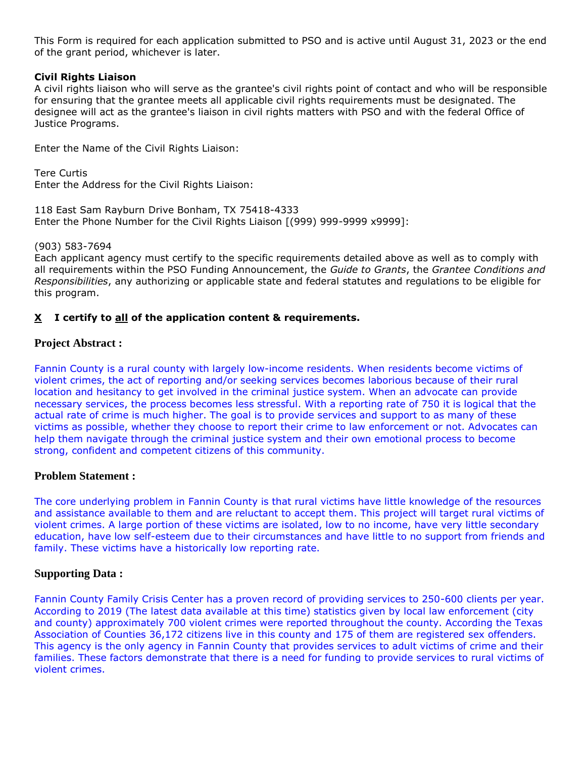This Form is required for each application submitted to PSO and is active until August 31, 2023 or the end of the grant period, whichever is later.

**Civil Rights Liaison**

A civil rights liaison who will serve as the grantee's civil rights point of contact and who will be responsible for ensuring that the grantee meets all applicable civil rights requirements must be designated. The designee will act as the grantee's liaison in civil rights matters with PSO and with the federal Office of Justice Programs.

Enter the Name of the Civil Rights Liaison:

Tere Curtis

Enter the Address for the Civil Rights Liaison:

118 East Sam Rayburn Drive Bonham, TX 75418-4333

Enter the Phone Number for the Civil Rights Liaison [(999) 999-9999 x9999]:

(903) 583-7694

Each applicant agency must certify to the specific requirements detailed above as well as to comply with all requirements within the PSO Funding Announcement, the *Guide to Grants*, the *Grantee Conditions and Responsibilities*, any authorizing or applicable state and federal statutes and regulations to be eligible for this program.

**X I certify to all of the application content & requirements.**

## Project Abstract :

Fannin County is a rural county with largely low-income residents. When residents become victims of violent crimes, the act of reporting and/or seeking services becomes laborious because of their rural location and hesitancy to get involved in the criminal justice system. When an advocate can provide necessary services, the process becomes less stressful. With a reporting rate of 750 it is logical that the actual rate of crime is much higher. The goal is to provide services and support to as many of these victims as possible, whether they choose to report their crime to law enforcement or not. Advocates can help them navigate through the criminal justice system and their own emotional process to become strong, confident and competent citizens of this community.

## Problem Statement :

The core underlying problem in Fannin County is that rural victims have little knowledge of the resources and assistance available to them and are reluctant to accept them. This project will target rural victims of violent crimes. A large portion of these victims are isolated, low to no income, have very little secondary education, have low self-esteem due to their circumstances and have little to no support from friends and family. These victims have a historically low reporting rate.

## Supporting Data :

Fannin County Family Crisis Center has a proven record of providing services to 250-600 clients per year. According to 2019 (The latest data available at this time) statistics given by local law enforcement (city and county) approximately 700 violent crimes were reported throughout the county. According the Texas Association of Counties 36,172 citizens live in this county and 175 of them are registered sex offenders. This agency is the only agency in Fannin County that provides services to adult victims of crime and their families. These factors demonstrate that there is a need for funding to provide services to rural victims of violent crimes.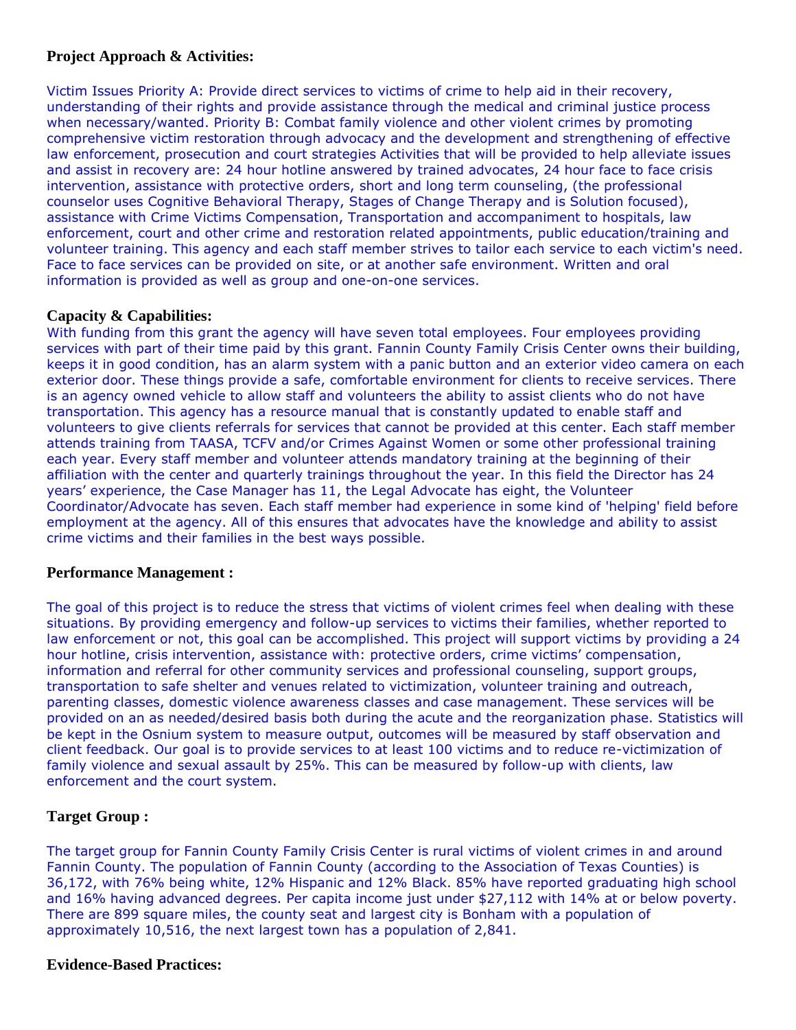**Project Approach & Activities:**

Victim Issues Priority A: Provide direct services to victims of crime to help aid in their recovery, understanding of their rights and provide assistance through the medical and criminal justice process when necessary/wanted. Priority B: Combat family violence and other violent crimes by promoting comprehensive victim restoration through advocacy and the development and strengthening of effective law enforcement, prosecution and court strategies Activities that will be provided to help alleviate issues and assist in recovery are: 24 hour hotline answered by trained advocates, 24 hour face to face crisis intervention, assistance with protective orders, short and long term counseling, (the professional counselor uses Cognitive Behavioral Therapy, Stages of Change Therapy and is Solution focused), assistance with Crime Victims Compensation, Transportation and accompaniment to hospitals, law enforcement, court and other crime and restoration related appointments, public education/training and volunteer training. This agency and each staff member strives to tailor each service to each victim's need. Face to face services can be provided on site, or at another safe environment. Written and oral information is provided as well as group and one-on-one services.

**Capacity & Capabilities:**

With funding from this grant the agency will have seven total employees. Four employees providing services with part of their time paid by this grant. Fannin County Family Crisis Center owns their building, keeps it in good condition, has an alarm system with a panic button and an exterior video camera on each exterior door. These things provide a safe, comfortable environment for clients to receive services. There is an agency owned vehicle to allow staff and volunteers the ability to assist clients who do not have transportation. This agency has a resource manual that is constantly updated to enable staff and volunteers to give clients referrals for services that cannot be provided at this center. Each staff member attends training from TAASA, TCFV and/or Crimes Against Women or some other professional training each year. Every staff member and volunteer attends mandatory training at the beginning of their affiliation with the center and quarterly trainings throughout the year. In this field the Director has 24 years' experience, the Case Manager has 11, the Legal Advocate has eight, the Volunteer Coordinator/Advocate has seven. Each staff member had experience in some kind of 'helping' field before employment at the agency. All of this ensures that advocates have the knowledge and ability to assist crime victims and their families in the best ways possible.

**Performance Management :**

The goal of this project is to reduce the stress that victims of violent crimes feel when dealing with these situations. By providing emergency and follow-up services to victims their families, whether reported to law enforcement or not, this goal can be accomplished. This project will support victims by providing a 24 hour hotline, crisis intervention, assistance with: protective orders, crime victims' compensation, information and referral for other community services and professional counseling, support groups, transportation to safe shelter and venues related to victimization, volunteer training and outreach, parenting classes, domestic violence awareness classes and case management. These services will be provided on an as needed/desired basis both during the acute and the reorganization phase. Statistics will be kept in the Osnium system to measure output, outcomes will be measured by staff observation and client feedback. Our goal is to provide services to at least 100 victims and to reduce re-victimization of family violence and sexual assault by 25%. This can be measured by follow-up with clients, law enforcement and the court system.

**Target Group :**

The target group for Fannin County Family Crisis Center is rural victims of violent crimes in and around Fannin County. The population of Fannin County (according to the Association of Texas Counties) is 36,172, with 76% being white, 12% Hispanic and 12% Black. 85% have reported graduating high school and 16% having advanced degrees. Per capita income just under $27,112 with 14% at or below poverty. There are 899 square miles, the county seat and largest city is Bonham with a population of approximately 10,516, the next largest town has a population of 2,841.

**Evidence-Based Practices:**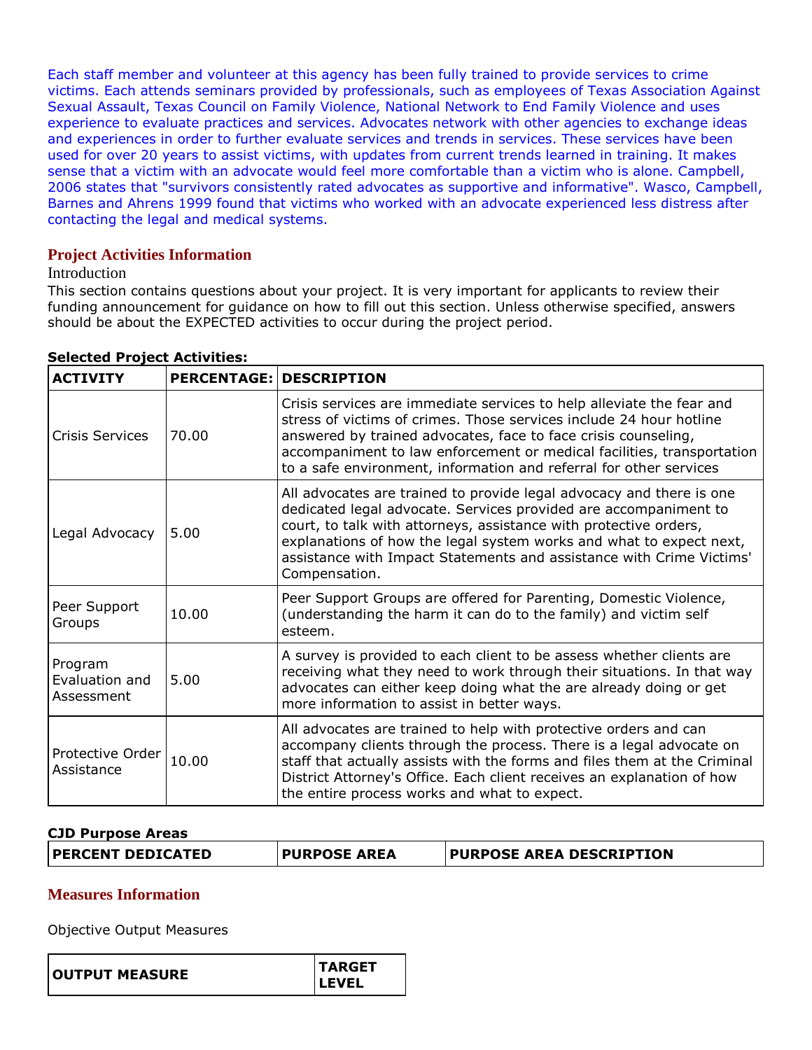Each staff member and volunteer at this agency has been fully trained to provide services to crime victims. Each attends seminars provided by professionals, such as employees of Texas Association Against Sexual Assault, Texas Council on Family Violence, National Network to End Family Violence and uses experience to evaluate practices and services. Advocates network with other agencies to exchange ideas and experiences in order to further evaluate services and trends in services. These services have been used for over 20 years to assist victims, with updates from current trends learned in training. It makes sense that a victim with an advocate would feel more comfortable than a victim who is alone. Campbell, 2006 states that "survivors consistently rated advocates as supportive and informative". Wasco, Campbell, Barnes and Ahrens 1999 found that victims who worked with an advocate experienced less distress after contacting the legal and medical systems.

## Project Activities Information

Introduction

This section contains questions about your project. It is very important for applicants to review their funding announcement for guidance on how to fill out this section. Unless otherwise specified, answers should be about the EXPECTED activities to occur during the project period.

**Selected Project Activities:**

| ACTIVITY | PERCENTAGE: | DESCRIPTION |
|---|---|---|
| Crisis Services | 70.00 | Crisis services are immediate services to help alleviate the fear and stress of victims of crimes. Those services include 24 hour hotline answered by trained advocates, face to face crisis counseling, accompaniment to law enforcement or medical facilities, transportation to a safe environment, information and referral for other services |
| Legal Advocacy | 5.00 | All advocates are trained to provide legal advocacy and there is one dedicated legal advocate. Services provided are accompaniment to court, to talk with attorneys, assistance with protective orders, explanations of how the legal system works and what to expect next, assistance with Impact Statements and assistance with Crime Victims' Compensation. |
| Peer Support Groups | 10.00 | Peer Support Groups are offered for Parenting, Domestic Violence, (understanding the harm it can do to the family) and victim self esteem. |
| Program Evaluation and Assessment | 5.00 | A survey is provided to each client to be assess whether clients are receiving what they need to work through their situations. In that way advocates can either keep doing what the are already doing or get more information to assist in better ways. |
| Protective Order Assistance | 10.00 | All advocates are trained to help with protective orders and can accompany clients through the process. There is a legal advocate on staff that actually assists with the forms and files them at the Criminal District Attorney's Office. Each client receives an explanation of how the entire process works and what to expect. |

**CJD Purpose Areas**

| PERCENT DEDICATED | PURPOSE AREA | PURPOSE AREA DESCRIPTION |
|---|---|---|

## Measures Information

Objective Output Measures

| OUTPUT MEASURE | TARGET LEVEL |
|---|---|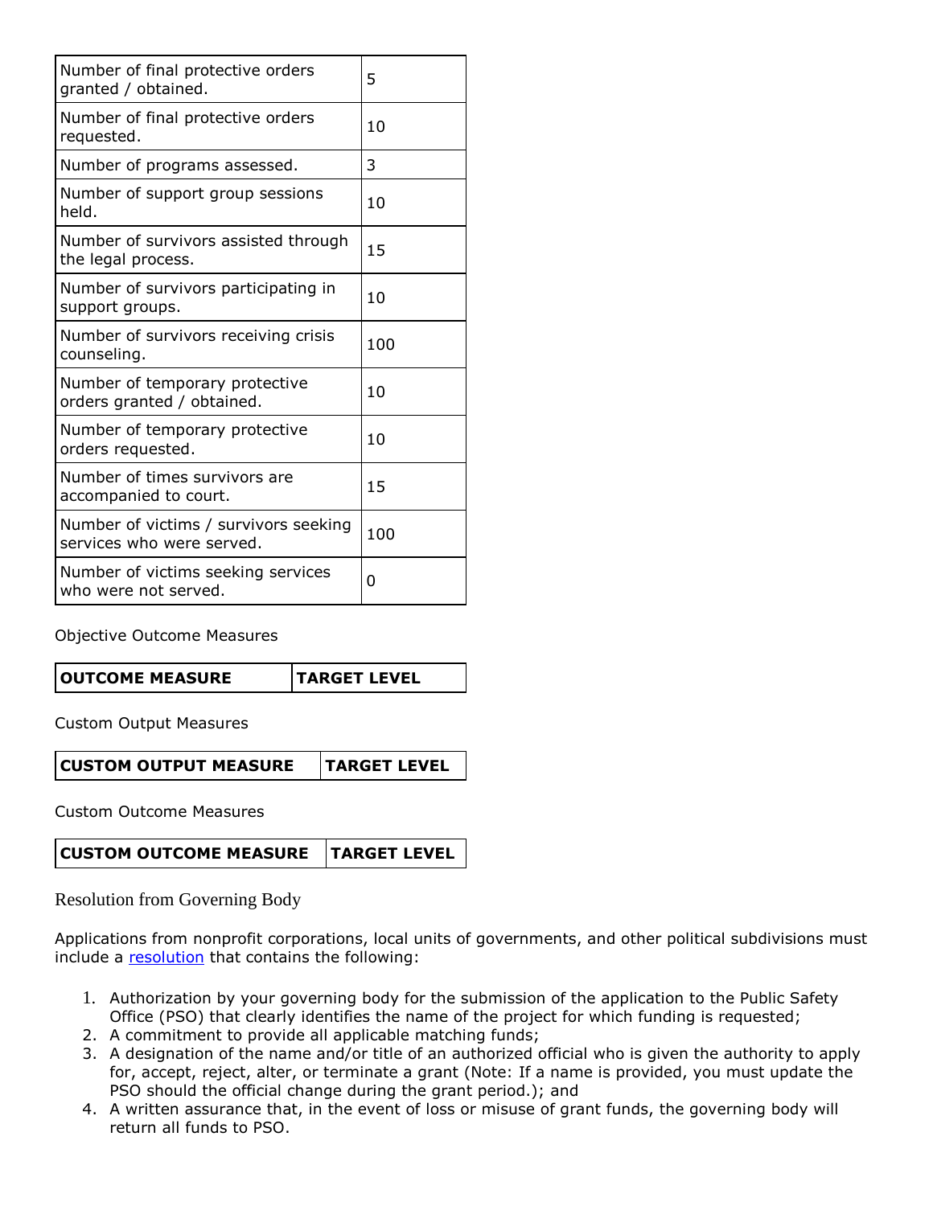| | |
|---|---|
| Number of final protective orders granted / obtained. | 5 |
| Number of final protective orders requested. | 10 |
| Number of programs assessed. | 3 |
| Number of support group sessions held. | 10 |
| Number of survivors assisted through the legal process. | 15 |
| Number of survivors participating in support groups. | 10 |
| Number of survivors receiving crisis counseling. | 100 |
| Number of temporary protective orders granted / obtained. | 10 |
| Number of temporary protective orders requested. | 10 |
| Number of times survivors are accompanied to court. | 15 |
| Number of victims / survivors seeking services who were served. | 100 |
| Number of victims seeking services who were not served. | 0 |

Objective Outcome Measures

| OUTCOME MEASURE | TARGET LEVEL |
|---|---|

Custom Output Measures

| CUSTOM OUTPUT MEASURE | TARGET LEVEL |
|---|---|

Custom Outcome Measures

| CUSTOM OUTCOME MEASURE | TARGET LEVEL |
|---|---|

## Resolution from Governing Body

Applications from nonprofit corporations, local units of governments, and other political subdivisions must include a resolution that contains the following:

1. Authorization by your governing body for the submission of the application to the Public Safety Office (PSO) that clearly identifies the name of the project for which funding is requested;
2. A commitment to provide all applicable matching funds;
3. A designation of the name and/or title of an authorized official who is given the authority to apply for, accept, reject, alter, or terminate a grant (Note: If a name is provided, you must update the PSO should the official change during the grant period.); and
4. A written assurance that, in the event of loss or misuse of grant funds, the governing body will return all funds to PSO.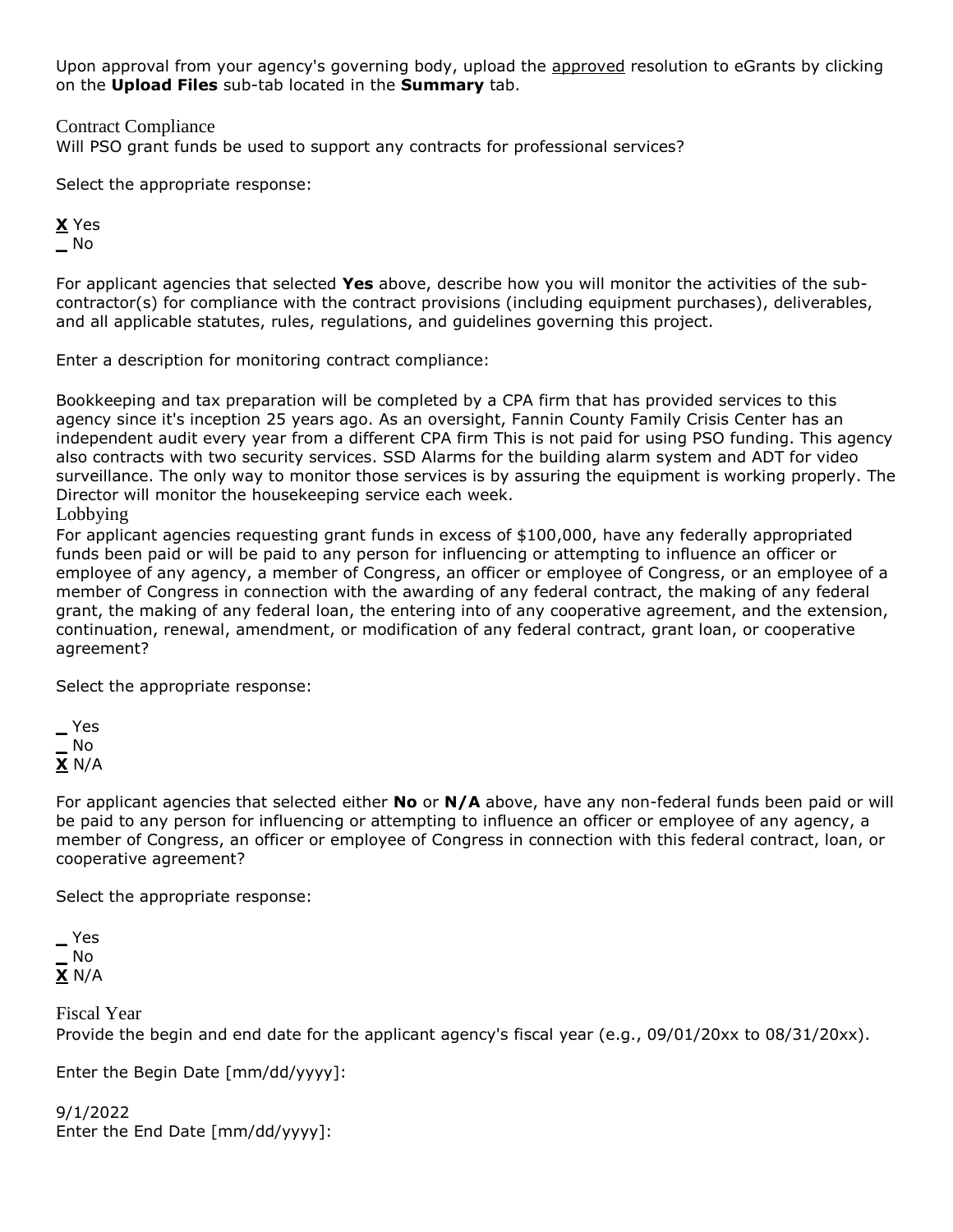Upon approval from your agency's governing body, upload the approved resolution to eGrants by clicking on the **Upload Files** sub-tab located in the **Summary** tab.

## Contract Compliance

Will PSO grant funds be used to support any contracts for professional services?

Select the appropriate response:

**X** Yes
_ No

For applicant agencies that selected **Yes** above, describe how you will monitor the activities of the sub-contractor(s) for compliance with the contract provisions (including equipment purchases), deliverables, and all applicable statutes, rules, regulations, and guidelines governing this project.

Enter a description for monitoring contract compliance:

Bookkeeping and tax preparation will be completed by a CPA firm that has provided services to this agency since it's inception 25 years ago. As an oversight, Fannin County Family Crisis Center has an independent audit every year from a different CPA firm This is not paid for using PSO funding. This agency also contracts with two security services. SSD Alarms for the building alarm system and ADT for video surveillance. The only way to monitor those services is by assuring the equipment is working properly. The Director will monitor the housekeeping service each week.

## Lobbying

For applicant agencies requesting grant funds in excess of $100,000, have any federally appropriated funds been paid or will be paid to any person for influencing or attempting to influence an officer or employee of any agency, a member of Congress, an officer or employee of Congress, or an employee of a member of Congress in connection with the awarding of any federal contract, the making of any federal grant, the making of any federal loan, the entering into of any cooperative agreement, and the extension, continuation, renewal, amendment, or modification of any federal contract, grant loan, or cooperative agreement?

Select the appropriate response:

_ Yes
_ No
**X** N/A

For applicant agencies that selected either **No** or **N/A** above, have any non-federal funds been paid or will be paid to any person for influencing or attempting to influence an officer or employee of any agency, a member of Congress, an officer or employee of Congress in connection with this federal contract, loan, or cooperative agreement?

Select the appropriate response:

_ Yes
_ No
**X** N/A

## Fiscal Year

Provide the begin and end date for the applicant agency's fiscal year (e.g., 09/01/20xx to 08/31/20xx).

Enter the Begin Date [mm/dd/yyyy]:

9/1/2022

Enter the End Date [mm/dd/yyyy]: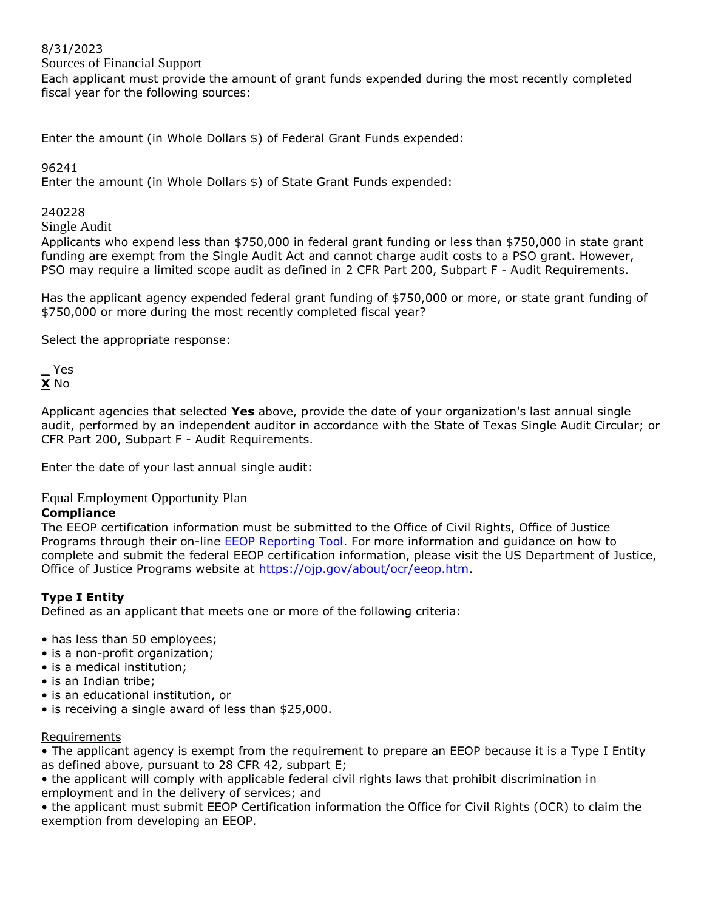8/31/2023

## Sources of Financial Support

Each applicant must provide the amount of grant funds expended during the most recently completed fiscal year for the following sources:

Enter the amount (in Whole Dollars $) of Federal Grant Funds expended:

96241

Enter the amount (in Whole Dollars $) of State Grant Funds expended:

240228

## Single Audit

Applicants who expend less than $750,000 in federal grant funding or less than $750,000 in state grant funding are exempt from the Single Audit Act and cannot charge audit costs to a PSO grant. However, PSO may require a limited scope audit as defined in 2 CFR Part 200, Subpart F - Audit Requirements.

Has the applicant agency expended federal grant funding of $750,000 or more, or state grant funding of $750,000 or more during the most recently completed fiscal year?

Select the appropriate response:

_ Yes
**X** No

Applicant agencies that selected **Yes** above, provide the date of your organization's last annual single audit, performed by an independent auditor in accordance with the State of Texas Single Audit Circular; or CFR Part 200, Subpart F - Audit Requirements.

Enter the date of your last annual single audit:

## Equal Employment Opportunity Plan

**Compliance**

The EEOP certification information must be submitted to the Office of Civil Rights, Office of Justice Programs through their on-line [EEOP Reporting Tool](). For more information and guidance on how to complete and submit the federal EEOP certification information, please visit the US Department of Justice, Office of Justice Programs website at https://ojp.gov/about/ocr/eeop.htm.

**Type I Entity**

Defined as an applicant that meets one or more of the following criteria:

- has less than 50 employees;
- is a non-profit organization;
- is a medical institution;
- is an Indian tribe;
- is an educational institution, or
- is receiving a single award of less than $25,000.

Requirements

- The applicant agency is exempt from the requirement to prepare an EEOP because it is a Type I Entity as defined above, pursuant to 28 CFR 42, subpart E;
- the applicant will comply with applicable federal civil rights laws that prohibit discrimination in employment and in the delivery of services; and
- the applicant must submit EEOP Certification information the Office for Civil Rights (OCR) to claim the exemption from developing an EEOP.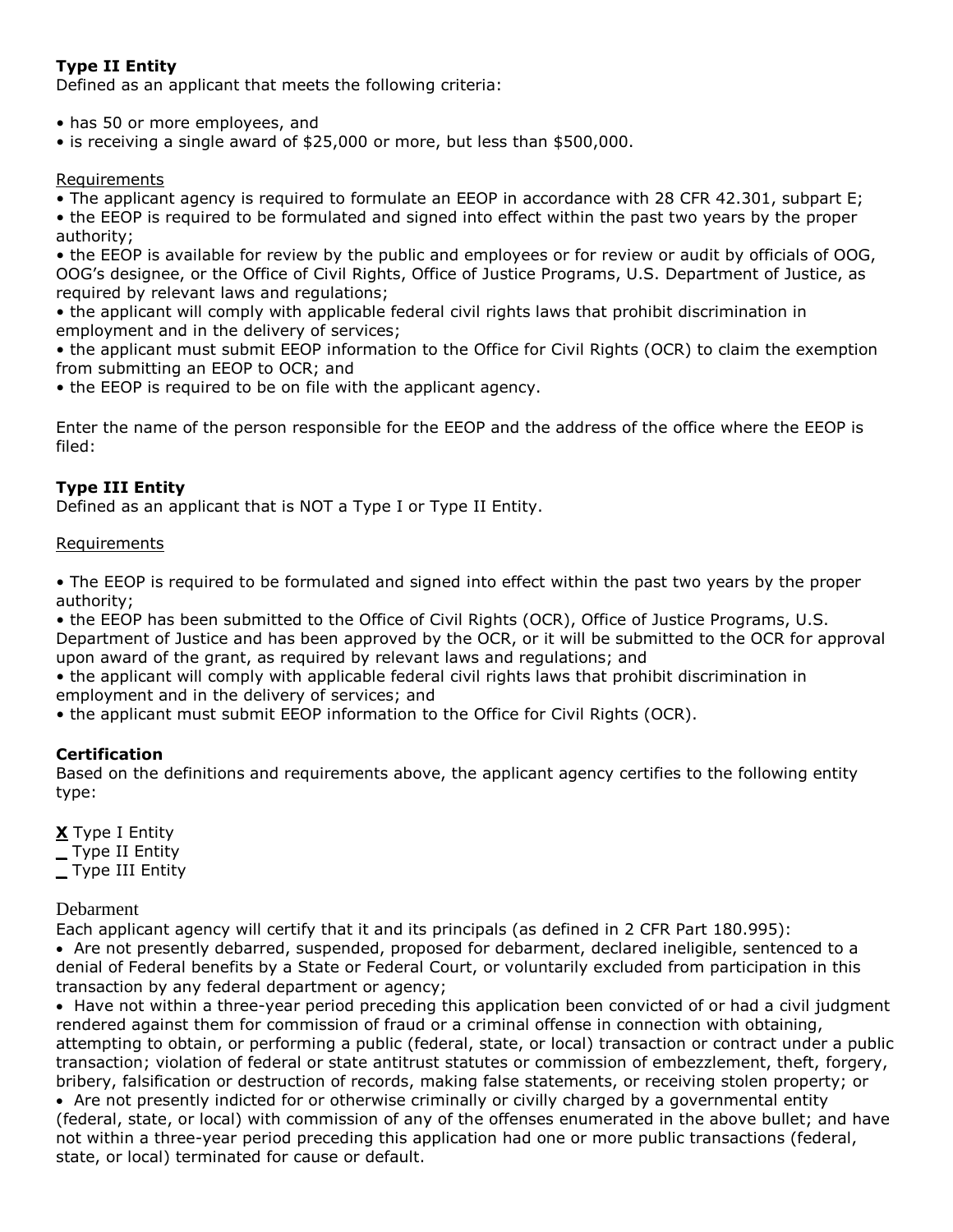**Type II Entity**
Defined as an applicant that meets the following criteria:

- has 50 or more employees, and
- is receiving a single award of $25,000 or more, but less than $500,000.

Requirements

- The applicant agency is required to formulate an EEOP in accordance with 28 CFR 42.301, subpart E;
- the EEOP is required to be formulated and signed into effect within the past two years by the proper authority;
- the EEOP is available for review by the public and employees or for review or audit by officials of OOG, OOG's designee, or the Office of Civil Rights, Office of Justice Programs, U.S. Department of Justice, as required by relevant laws and regulations;
- the applicant will comply with applicable federal civil rights laws that prohibit discrimination in employment and in the delivery of services;
- the applicant must submit EEOP information to the Office for Civil Rights (OCR) to claim the exemption from submitting an EEOP to OCR; and
- the EEOP is required to be on file with the applicant agency.

Enter the name of the person responsible for the EEOP and the address of the office where the EEOP is filed:

**Type III Entity**
Defined as an applicant that is NOT a Type I or Type II Entity.

Requirements

- The EEOP is required to be formulated and signed into effect within the past two years by the proper authority;
- the EEOP has been submitted to the Office of Civil Rights (OCR), Office of Justice Programs, U.S. Department of Justice and has been approved by the OCR, or it will be submitted to the OCR for approval upon award of the grant, as required by relevant laws and regulations; and
- the applicant will comply with applicable federal civil rights laws that prohibit discrimination in employment and in the delivery of services; and
- the applicant must submit EEOP information to the Office for Civil Rights (OCR).

**Certification**
Based on the definitions and requirements above, the applicant agency certifies to the following entity type:

**X** Type I Entity
_ Type II Entity
_ Type III Entity

Debarment
Each applicant agency will certify that it and its principals (as defined in 2 CFR Part 180.995):

- Are not presently debarred, suspended, proposed for debarment, declared ineligible, sentenced to a denial of Federal benefits by a State or Federal Court, or voluntarily excluded from participation in this transaction by any federal department or agency;
- Have not within a three-year period preceding this application been convicted of or had a civil judgment rendered against them for commission of fraud or a criminal offense in connection with obtaining, attempting to obtain, or performing a public (federal, state, or local) transaction or contract under a public transaction; violation of federal or state antitrust statutes or commission of embezzlement, theft, forgery, bribery, falsification or destruction of records, making false statements, or receiving stolen property; or
- Are not presently indicted for or otherwise criminally or civilly charged by a governmental entity (federal, state, or local) with commission of any of the offenses enumerated in the above bullet; and have not within a three-year period preceding this application had one or more public transactions (federal, state, or local) terminated for cause or default.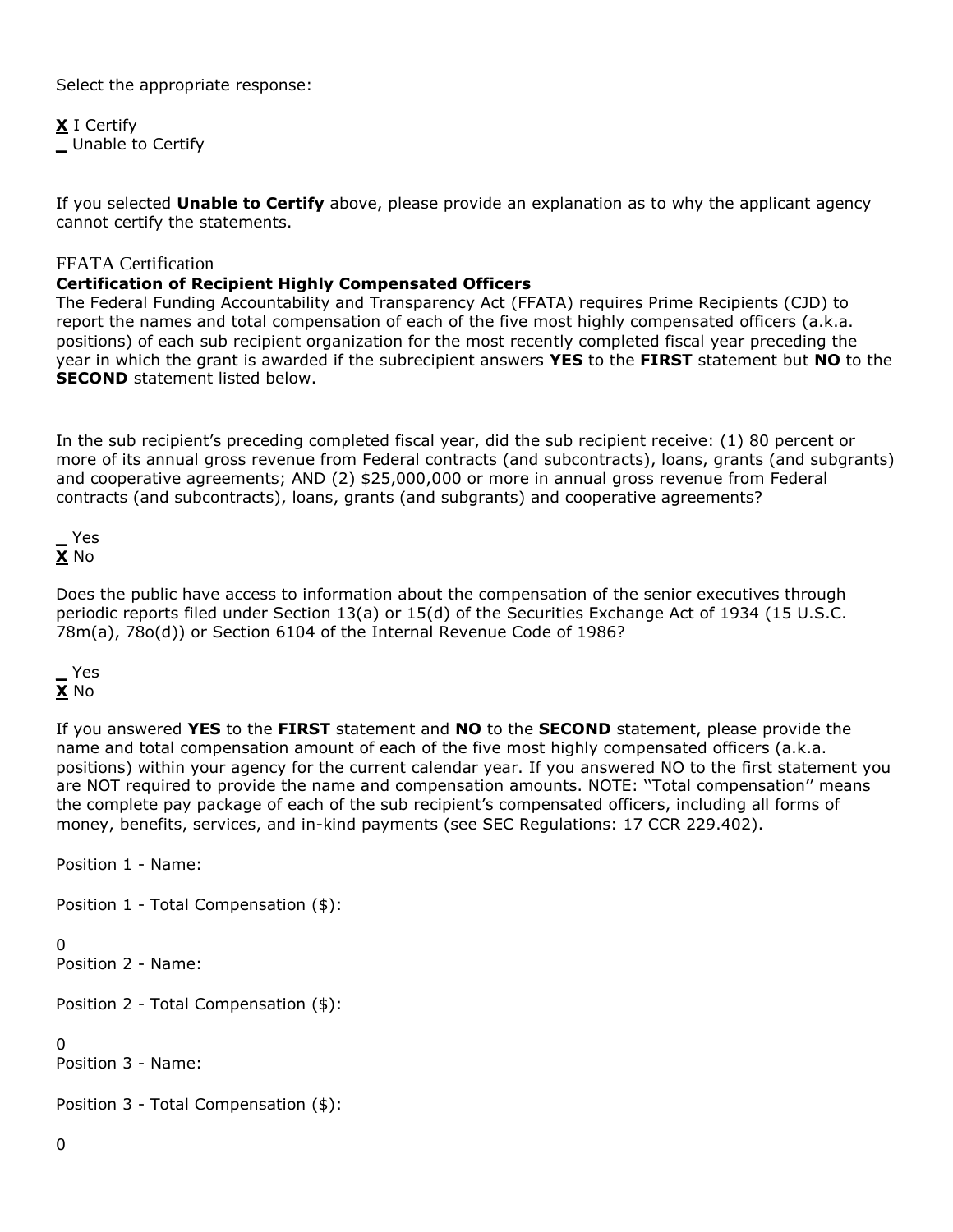Select the appropriate response:

**X** I Certify
_ Unable to Certify

If you selected **Unable to Certify** above, please provide an explanation as to why the applicant agency cannot certify the statements.

### FFATA Certification

**Certification of Recipient Highly Compensated Officers**

The Federal Funding Accountability and Transparency Act (FFATA) requires Prime Recipients (CJD) to report the names and total compensation of each of the five most highly compensated officers (a.k.a. positions) of each sub recipient organization for the most recently completed fiscal year preceding the year in which the grant is awarded if the subrecipient answers **YES** to the **FIRST** statement but **NO** to the **SECOND** statement listed below.

In the sub recipient's preceding completed fiscal year, did the sub recipient receive: (1) 80 percent or more of its annual gross revenue from Federal contracts (and subcontracts), loans, grants (and subgrants) and cooperative agreements; AND (2) $25,000,000 or more in annual gross revenue from Federal contracts (and subcontracts), loans, grants (and subgrants) and cooperative agreements?

_ Yes
**X** No

Does the public have access to information about the compensation of the senior executives through periodic reports filed under Section 13(a) or 15(d) of the Securities Exchange Act of 1934 (15 U.S.C. 78m(a), 78o(d)) or Section 6104 of the Internal Revenue Code of 1986?

_ Yes
**X** No

If you answered **YES** to the **FIRST** statement and **NO** to the **SECOND** statement, please provide the name and total compensation amount of each of the five most highly compensated officers (a.k.a. positions) within your agency for the current calendar year. If you answered NO to the first statement you are NOT required to provide the name and compensation amounts. NOTE: ''Total compensation'' means the complete pay package of each of the sub recipient's compensated officers, including all forms of money, benefits, services, and in-kind payments (see SEC Regulations: 17 CCR 229.402).

Position 1 - Name:

Position 1 - Total Compensation ($):

0

Position 2 - Name:

Position 2 - Total Compensation ($):

0

Position 3 - Name:

Position 3 - Total Compensation ($):

0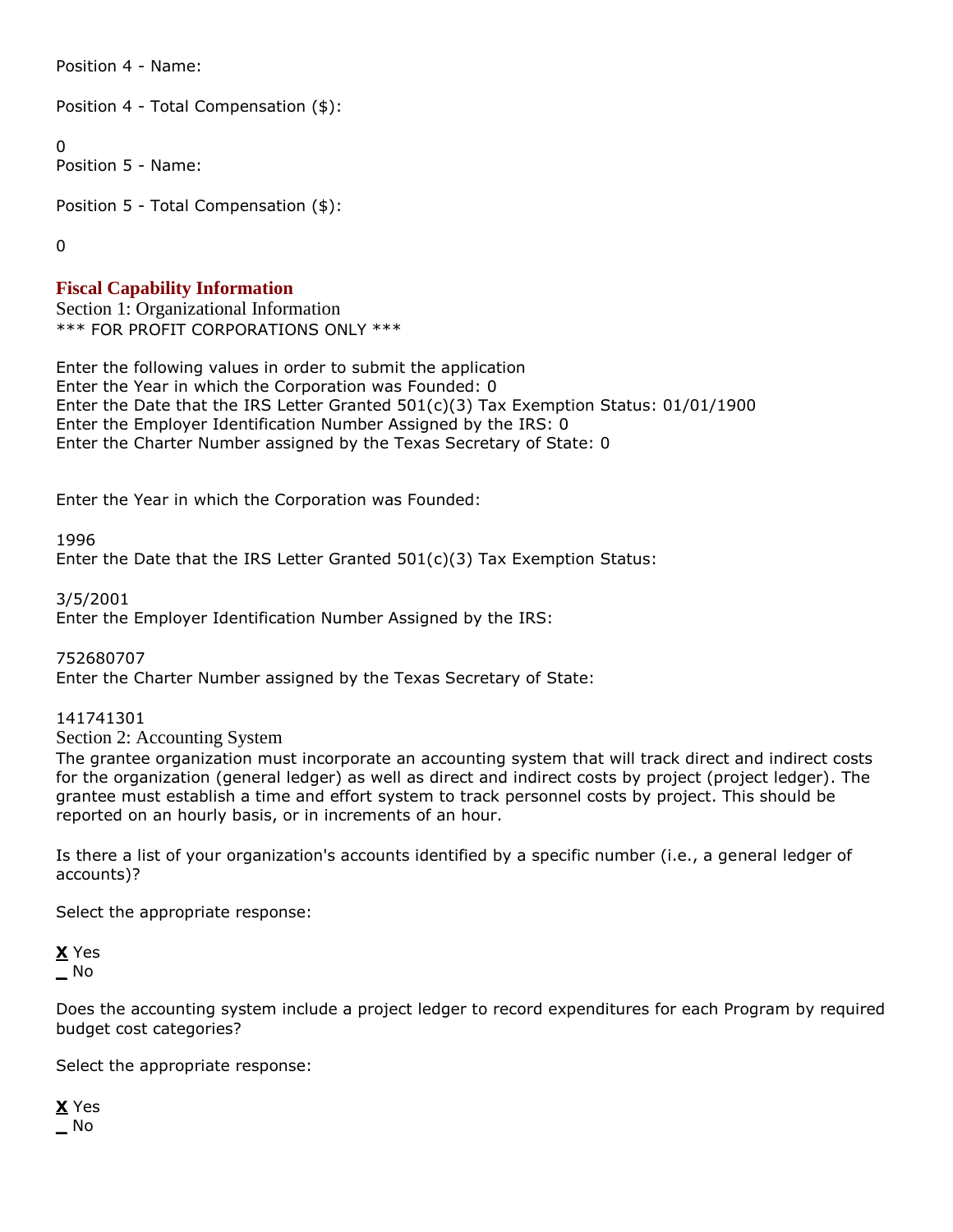Position 4 - Name:

Position 4 - Total Compensation ($):

0

Position 5 - Name:

Position 5 - Total Compensation ($):

0

## Fiscal Capability Information

### Section 1: Organizational Information

*** FOR PROFIT CORPORATIONS ONLY ***

Enter the following values in order to submit the application
Enter the Year in which the Corporation was Founded: 0
Enter the Date that the IRS Letter Granted 501(c)(3) Tax Exemption Status: 01/01/1900
Enter the Employer Identification Number Assigned by the IRS: 0
Enter the Charter Number assigned by the Texas Secretary of State: 0

Enter the Year in which the Corporation was Founded:

1996

Enter the Date that the IRS Letter Granted 501(c)(3) Tax Exemption Status:

3/5/2001

Enter the Employer Identification Number Assigned by the IRS:

752680707

Enter the Charter Number assigned by the Texas Secretary of State:

141741301

### Section 2: Accounting System

The grantee organization must incorporate an accounting system that will track direct and indirect costs for the organization (general ledger) as well as direct and indirect costs by project (project ledger). The grantee must establish a time and effort system to track personnel costs by project. This should be reported on an hourly basis, or in increments of an hour.

Is there a list of your organization's accounts identified by a specific number (i.e., a general ledger of accounts)?

Select the appropriate response:

**X** Yes
_ No

Does the accounting system include a project ledger to record expenditures for each Program by required budget cost categories?

Select the appropriate response:

**X** Yes
_ No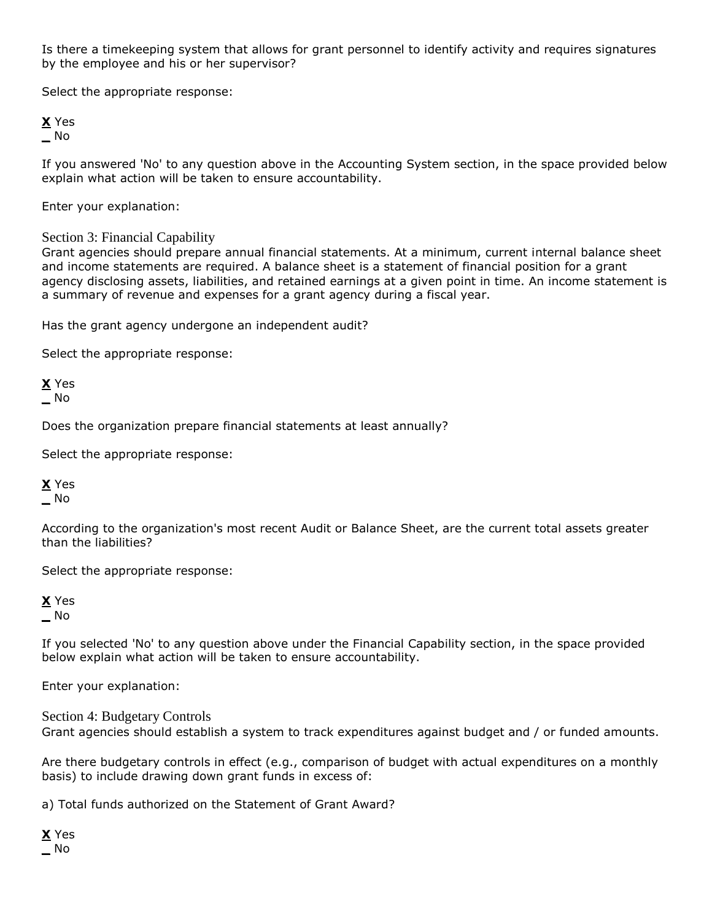Is there a timekeeping system that allows for grant personnel to identify activity and requires signatures by the employee and his or her supervisor?

Select the appropriate response:

**X** Yes
_ No

If you answered 'No' to any question above in the Accounting System section, in the space provided below explain what action will be taken to ensure accountability.

Enter your explanation:

## Section 3: Financial Capability

Grant agencies should prepare annual financial statements. At a minimum, current internal balance sheet and income statements are required. A balance sheet is a statement of financial position for a grant agency disclosing assets, liabilities, and retained earnings at a given point in time. An income statement is a summary of revenue and expenses for a grant agency during a fiscal year.

Has the grant agency undergone an independent audit?

Select the appropriate response:

**X** Yes
_ No

Does the organization prepare financial statements at least annually?

Select the appropriate response:

**X** Yes
_ No

According to the organization's most recent Audit or Balance Sheet, are the current total assets greater than the liabilities?

Select the appropriate response:

**X** Yes
_ No

If you selected 'No' to any question above under the Financial Capability section, in the space provided below explain what action will be taken to ensure accountability.

Enter your explanation:

## Section 4: Budgetary Controls

Grant agencies should establish a system to track expenditures against budget and / or funded amounts.

Are there budgetary controls in effect (e.g., comparison of budget with actual expenditures on a monthly basis) to include drawing down grant funds in excess of:

a) Total funds authorized on the Statement of Grant Award?

**X** Yes
_ No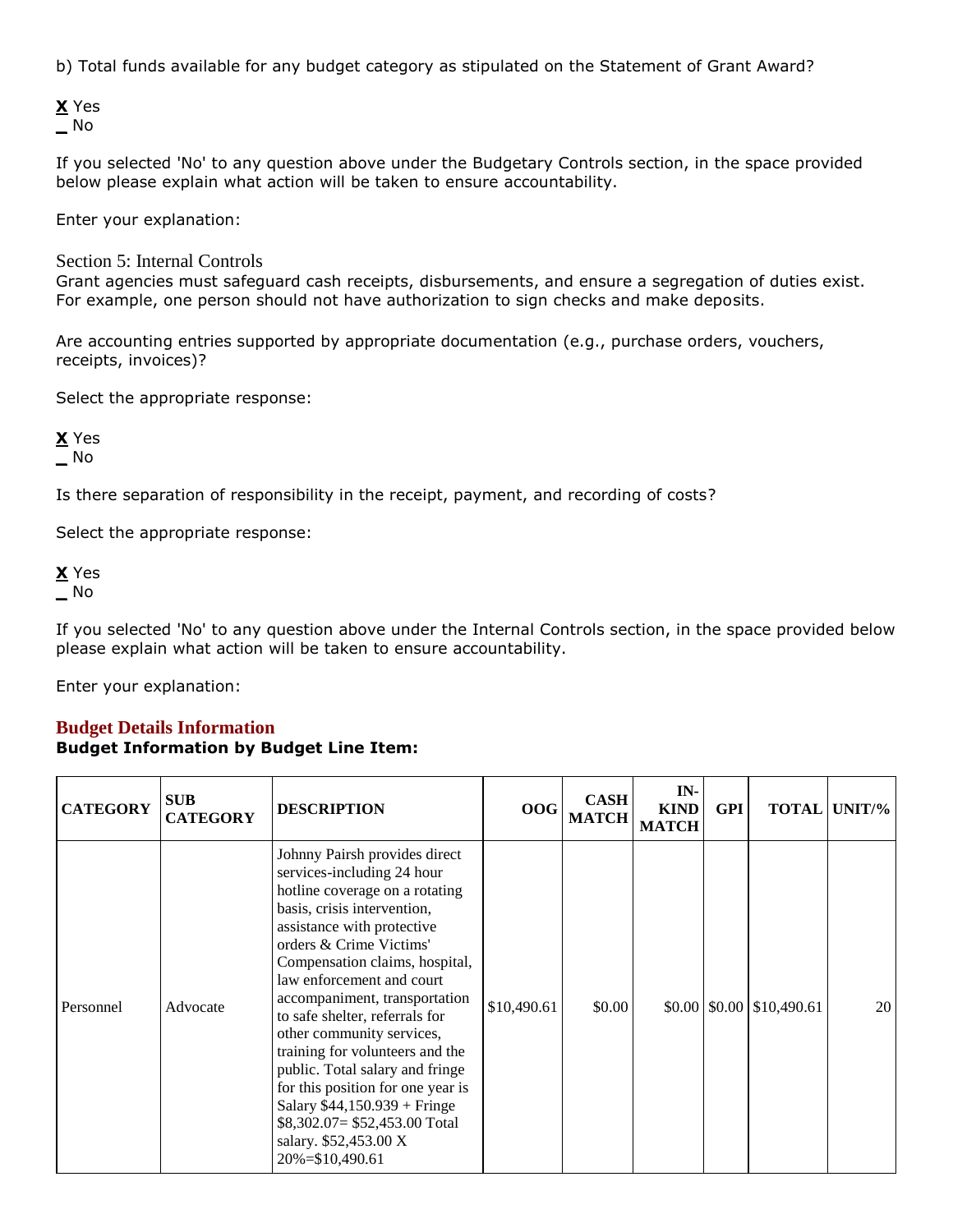b) Total funds available for any budget category as stipulated on the Statement of Grant Award?

**X** Yes
_ No

If you selected 'No' to any question above under the Budgetary Controls section, in the space provided below please explain what action will be taken to ensure accountability.

Enter your explanation:

Section 5: Internal Controls
Grant agencies must safeguard cash receipts, disbursements, and ensure a segregation of duties exist. For example, one person should not have authorization to sign checks and make deposits.

Are accounting entries supported by appropriate documentation (e.g., purchase orders, vouchers, receipts, invoices)?

Select the appropriate response:

**X** Yes
_ No

Is there separation of responsibility in the receipt, payment, and recording of costs?

Select the appropriate response:

**X** Yes
_ No

If you selected 'No' to any question above under the Internal Controls section, in the space provided below please explain what action will be taken to ensure accountability.

Enter your explanation:

## Budget Details Information

**Budget Information by Budget Line Item:**

| CATEGORY | SUB CATEGORY | DESCRIPTION | OOG | CASH MATCH | IN-KIND MATCH | GPI | TOTAL | UNIT/% |
|---|---|---|---|---|---|---|---|---|
| Personnel | Advocate | Johnny Pairsh provides direct services-including 24 hour hotline coverage on a rotating basis, crisis intervention, assistance with protective orders & Crime Victims' Compensation claims, hospital, law enforcement and court accompaniment, transportation to safe shelter, referrals for other community services, training for volunteers and the public. Total salary and fringe for this position for one year is Salary $44,150.939 + Fringe $8,302.07= $52,453.00 Total salary. $52,453.00 X 20%=$10,490.61 | $10,490.61 | $0.00 | $0.00 | $0.00 | $10,490.61 | 20 |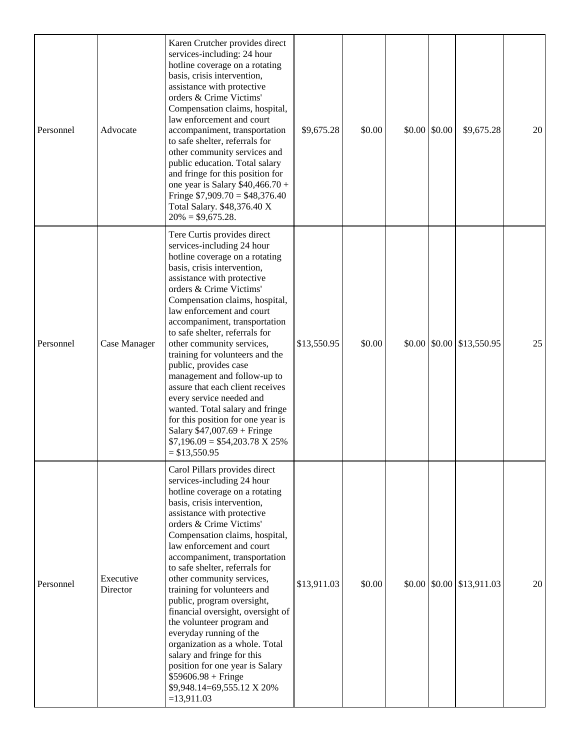| | | | | | | | | |
|---|---|---|---|---|---|---|---|---|
| Personnel | Advocate | Karen Crutcher provides direct services-including: 24 hour hotline coverage on a rotating basis, crisis intervention, assistance with protective orders & Crime Victims' Compensation claims, hospital, law enforcement and court accompaniment, transportation to safe shelter, referrals for other community services and public education. Total salary and fringe for this position for one year is Salary $40,466.70 + Fringe $7,909.70 = $48,376.40 Total Salary. $48,376.40 X 20% = $9,675.28. | $9,675.28 | $0.00 | $0.00 | $0.00 | $9,675.28 | 20 |
| Personnel | Case Manager | Tere Curtis provides direct services-including 24 hour hotline coverage on a rotating basis, crisis intervention, assistance with protective orders & Crime Victims' Compensation claims, hospital, law enforcement and court accompaniment, transportation to safe shelter, referrals for other community services, training for volunteers and the public, provides case management and follow-up to assure that each client receives every service needed and wanted. Total salary and fringe for this position for one year is Salary $47,007.69 + Fringe $7,196.09 = $54,203.78 X 25% = $13,550.95 | $13,550.95 | $0.00 | $0.00 | $0.00 | $13,550.95 | 25 |
| Personnel | Executive Director | Carol Pillars provides direct services-including 24 hour hotline coverage on a rotating basis, crisis intervention, assistance with protective orders & Crime Victims' Compensation claims, hospital, law enforcement and court accompaniment, transportation to safe shelter, referrals for other community services, training for volunteers and public, program oversight, financial oversight, oversight of the volunteer program and everyday running of the organization as a whole. Total salary and fringe for this position for one year is Salary $59606.98 + Fringe $9,948.14=69,555.12 X 20% =13,911.03 | $13,911.03 | $0.00 | $0.00 | $0.00 | $13,911.03 | 20 |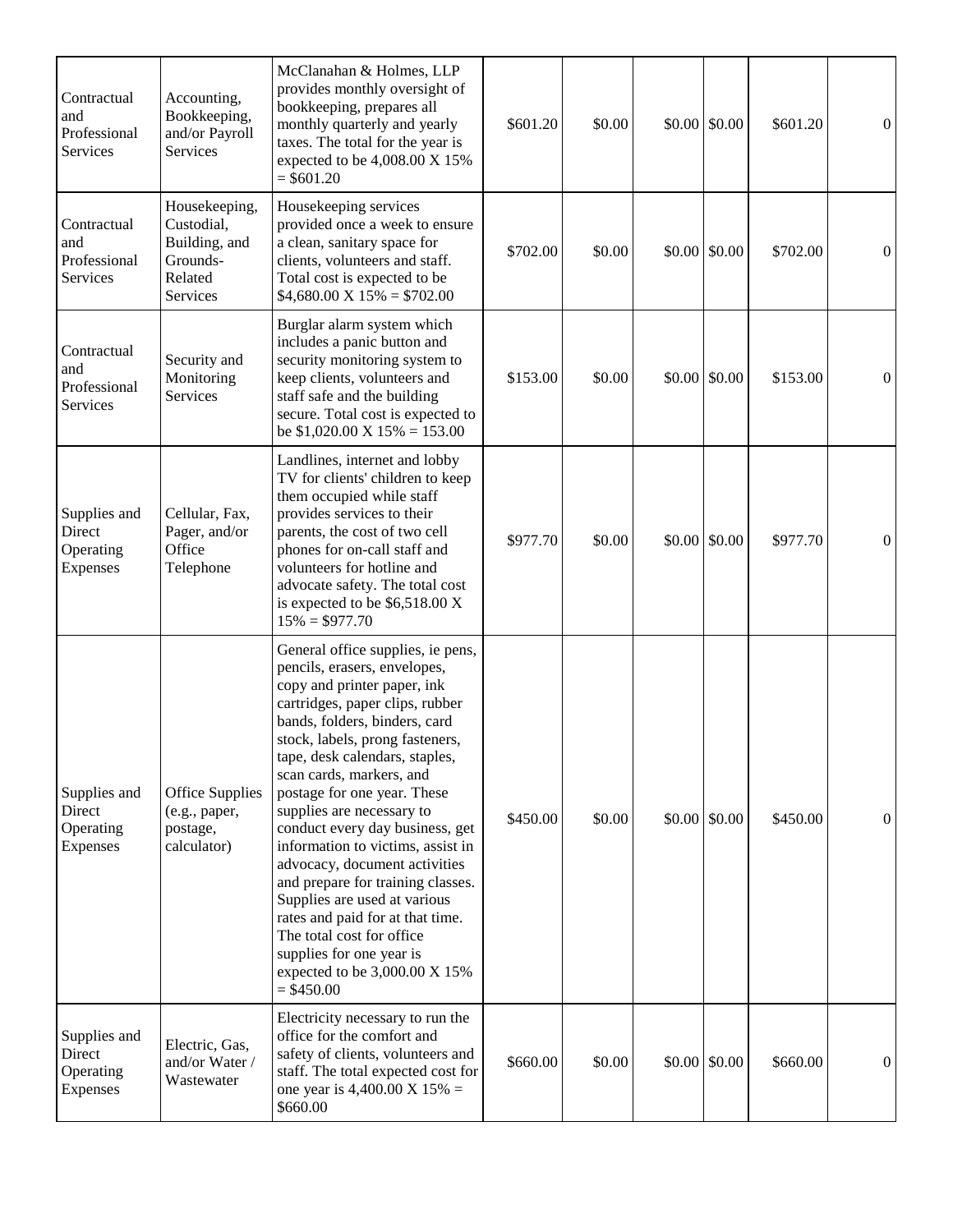| | | | | | | | | |
|---|---|---|---|---|---|---|---|---|
| Contractual and Professional Services | Accounting, Bookkeeping, and/or Payroll Services | McClanahan & Holmes, LLP provides monthly oversight of bookkeeping, prepares all monthly quarterly and yearly taxes. The total for the year is expected to be 4,008.00 X 15% = $601.20 | $601.20 | $0.00 | $0.00 | $0.00 | $601.20 | 0 |
| Contractual and Professional Services | Housekeeping, Custodial, Building, and Grounds-Related Services | Housekeeping services provided once a week to ensure a clean, sanitary space for clients, volunteers and staff. Total cost is expected to be $4,680.00 X 15% = $702.00 | $702.00 | $0.00 | $0.00 | $0.00 | $702.00 | 0 |
| Contractual and Professional Services | Security and Monitoring Services | Burglar alarm system which includes a panic button and security monitoring system to keep clients, volunteers and staff safe and the building secure. Total cost is expected to be $1,020.00 X 15% = 153.00 | $153.00 | $0.00 | $0.00 | $0.00 | $153.00 | 0 |
| Supplies and Direct Operating Expenses | Cellular, Fax, Pager, and/or Office Telephone | Landlines, internet and lobby TV for clients' children to keep them occupied while staff provides services to their parents, the cost of two cell phones for on-call staff and volunteers for hotline and advocate safety. The total cost is expected to be $6,518.00 X 15% = $977.70 | $977.70 | $0.00 | $0.00 | $0.00 | $977.70 | 0 |
| Supplies and Direct Operating Expenses | Office Supplies (e.g., paper, postage, calculator) | General office supplies, ie pens, pencils, erasers, envelopes, copy and printer paper, ink cartridges, paper clips, rubber bands, folders, binders, card stock, labels, prong fasteners, tape, desk calendars, staples, scan cards, markers, and postage for one year. These supplies are necessary to conduct every day business, get information to victims, assist in advocacy, document activities and prepare for training classes. Supplies are used at various rates and paid for at that time. The total cost for office supplies for one year is expected to be 3,000.00 X 15% = $450.00 | $450.00 | $0.00 | $0.00 | $0.00 | $450.00 | 0 |
| Supplies and Direct Operating Expenses | Electric, Gas, and/or Water / Wastewater | Electricity necessary to run the office for the comfort and safety of clients, volunteers and staff. The total expected cost for one year is 4,400.00 X 15% = $660.00 | $660.00 | $0.00 | $0.00 | $0.00 | $660.00 | 0 |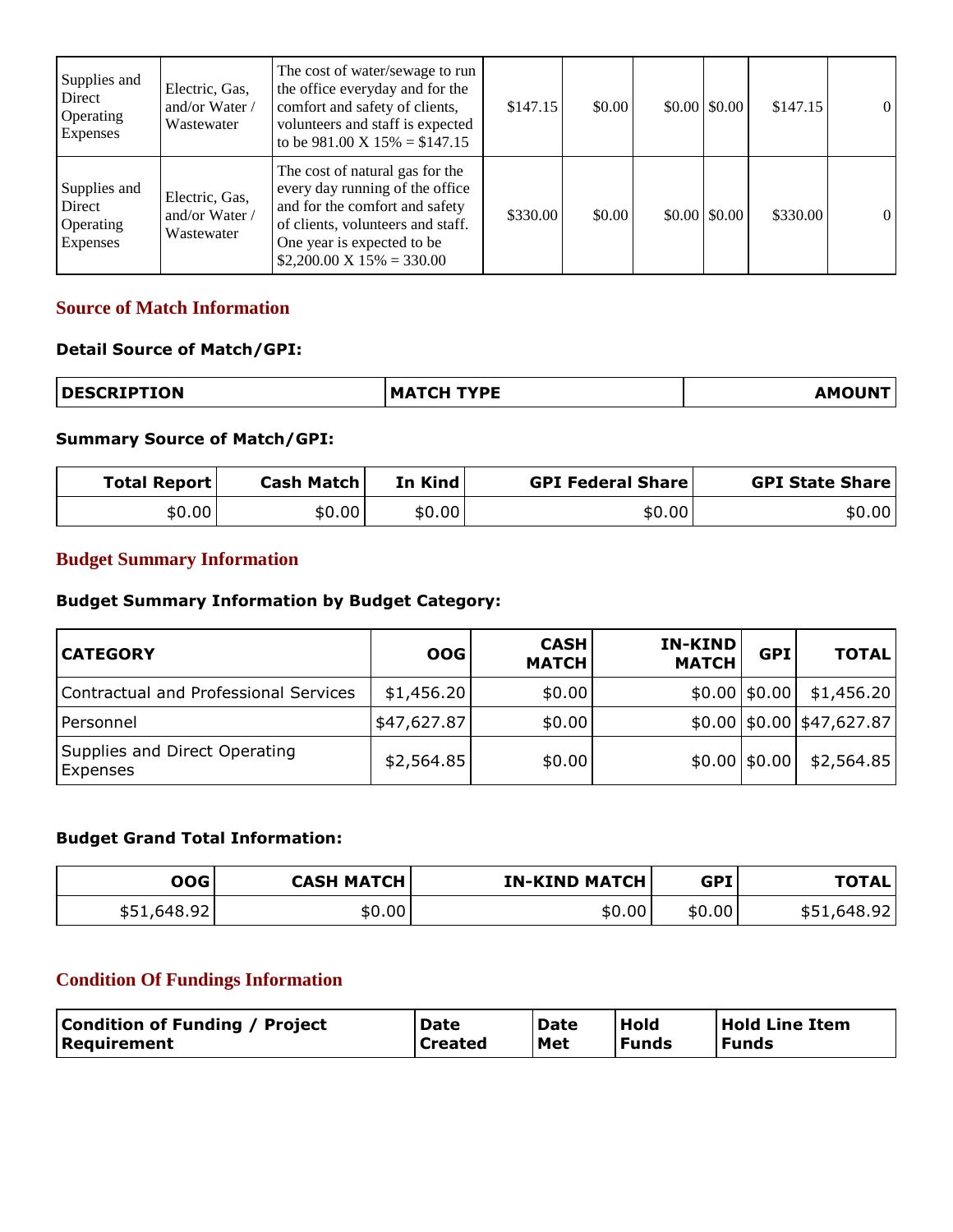| | | | | | | | | |
|---|---|---|---|---|---|---|---|---|
| Supplies and Direct Operating Expenses | Electric, Gas, and/or Water / Wastewater | The cost of water/sewage to run the office everyday and for the comfort and safety of clients, volunteers and staff is expected to be 981.00 X 15% = $147.15 | $147.15 | $0.00 | $0.00 | $0.00 | $147.15 | 0 |
| Supplies and Direct Operating Expenses | Electric, Gas, and/or Water / Wastewater | The cost of natural gas for the every day running of the office and for the comfort and safety of clients, volunteers and staff. One year is expected to be $2,200.00 X 15% = 330.00 | $330.00 | $0.00 | $0.00 | $0.00 | $330.00 | 0 |

## Source of Match Information

### Detail Source of Match/GPI:

| DESCRIPTION | MATCH TYPE | AMOUNT |
|---|---|---|

### Summary Source of Match/GPI:

| Total Report | Cash Match | In Kind | GPI Federal Share | GPI State Share |
|---|---|---|---|---|
| $0.00 | $0.00 | $0.00 | $0.00 | $0.00 |

## Budget Summary Information

### Budget Summary Information by Budget Category:

| CATEGORY | OOG | CASH MATCH | IN-KIND MATCH | GPI | TOTAL |
|---|---|---|---|---|---|
| Contractual and Professional Services | $1,456.20 | $0.00 | $0.00 | $0.00 | $1,456.20 |
| Personnel | $47,627.87 | $0.00 | $0.00 | $0.00 | $47,627.87 |
| Supplies and Direct Operating Expenses | $2,564.85 | $0.00 | $0.00 | $0.00 | $2,564.85 |

### Budget Grand Total Information:

| OOG | CASH MATCH | IN-KIND MATCH | GPI | TOTAL |
|---|---|---|---|---|
| $51,648.92 | $0.00 | $0.00 | $0.00 | $51,648.92 |

## Condition Of Fundings Information

| Condition of Funding / Project Requirement | Date Created | Date Met | Hold Funds | Hold Line Item Funds |
|---|---|---|---|---|